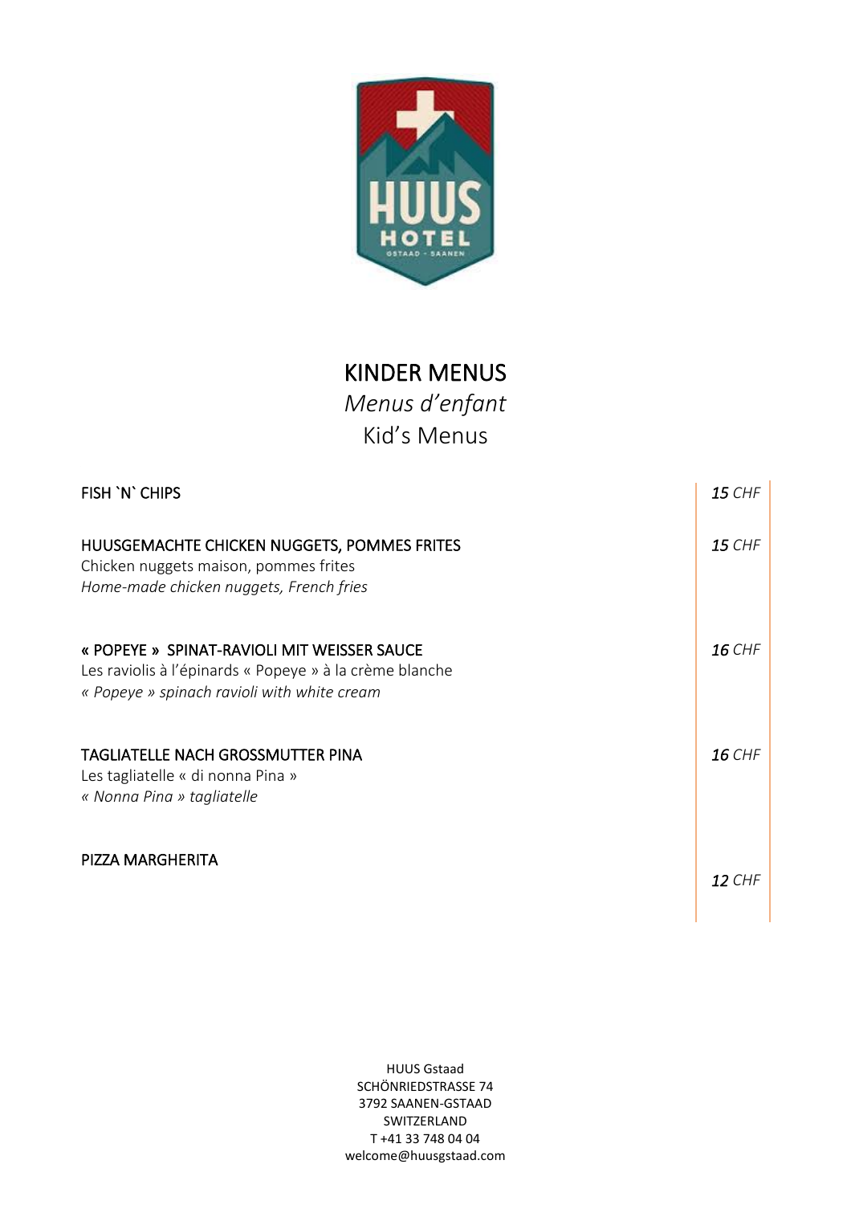# KINDER MENUS

*Menus d'enfant*

Kid's Menus

| | |
|---|---|
| FISH `N` CHIPS | ***15*** *CHF* |
| HUUSGEMACHTE CHICKEN NUGGETS, POMMES FRITES<br>Chicken nuggets maison, pommes frites<br>*Home-made chicken nuggets, French fries* | ***15*** *CHF* |
| « POPEYE » SPINAT-RAVIOLI MIT WEISSER SAUCE<br>Les raviolis à l'épinards « Popeye » à la crème blanche<br>*« Popeye » spinach ravioli with white cream* | ***16*** *CHF* |
| TAGLIATELLE NACH GROSSMUTTER PINA<br>Les tagliatelle « di nonna Pina »<br>*« Nonna Pina » tagliatelle* | ***16*** *CHF* |
| PIZZA MARGHERITA | ***12*** *CHF* |

HUUS Gstaad
SCHÖNRIEDSTRASSE 74
3792 SAANEN-GSTAAD
SWITZERLAND
T +41 33 748 04 04
welcome@huusgstaad.com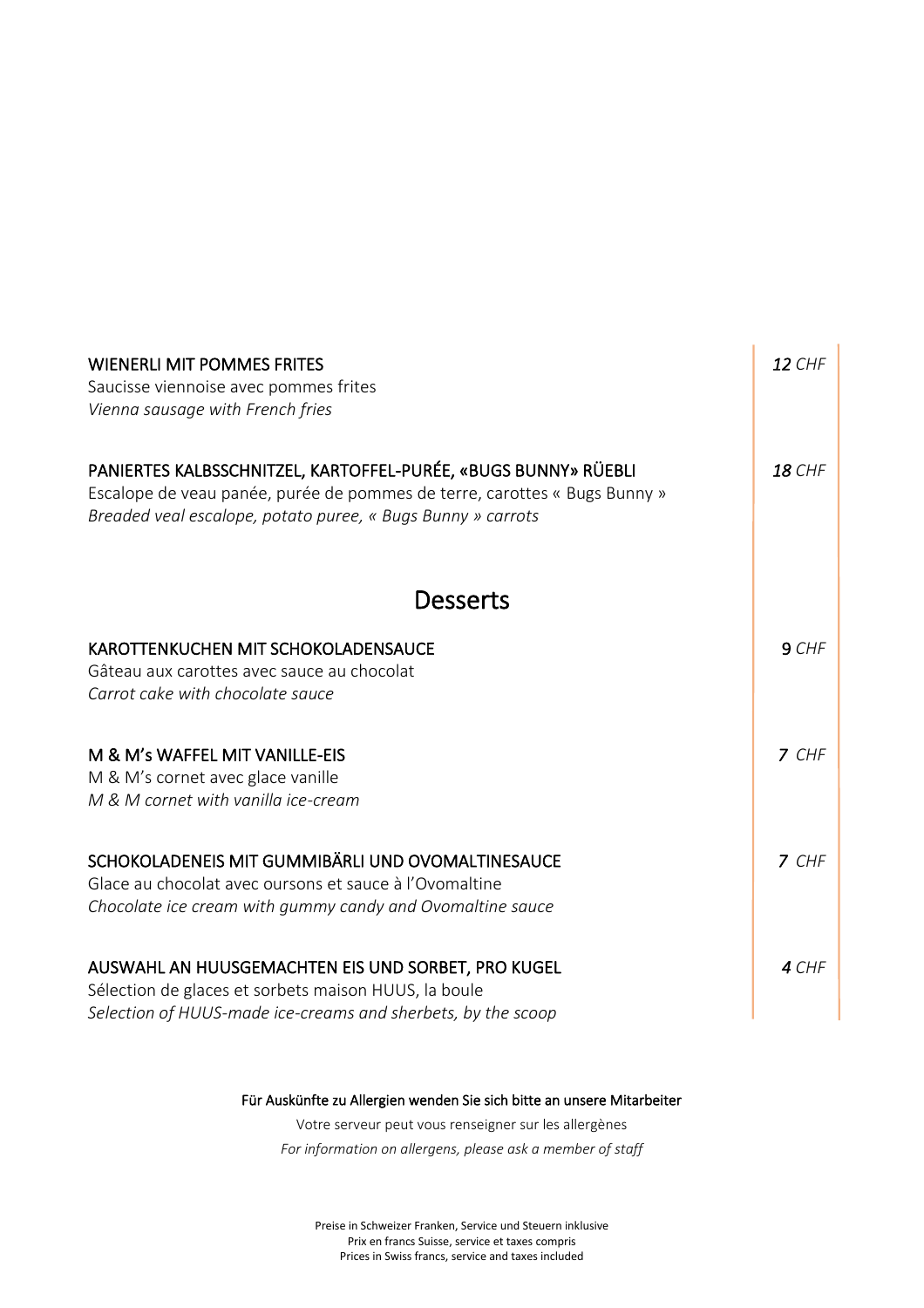WIENERLI MIT POMMES FRITES  
Saucisse viennoise avec pommes frites  
*Vienna sausage with French fries*

***12** CHF*

PANIERTES KALBSSCHNITZEL, KARTOFFEL-PURÉE, «BUGS BUNNY» RÜEBLI  
Escalope de veau panée, purée de pommes de terre, carottes « Bugs Bunny »  
*Breaded veal escalope, potato puree, « Bugs Bunny » carrots*

***18** CHF*

## Desserts

KAROTTENKUCHEN MIT SCHOKOLADENSAUCE  
Gâteau aux carottes avec sauce au chocolat  
*Carrot cake with chocolate sauce*

9 *CHF*

M & M's WAFFEL MIT VANILLE-EIS  
M & M's cornet avec glace vanille  
*M & M cornet with vanilla ice-cream*

*7 CHF*

SCHOKOLADENEIS MIT GUMMIBÄRLI UND OVOMALTINESAUCE  
Glace au chocolat avec oursons et sauce à l'Ovomaltine  
*Chocolate ice cream with gummy candy and Ovomaltine sauce*

*7 CHF*

AUSWAHL AN HUUSGEMACHTEN EIS UND SORBET, PRO KUGEL  
Sélection de glaces et sorbets maison HUUS, la boule  
*Selection of HUUS-made ice-creams and sherbets, by the scoop*

*4 CHF*

Für Auskünfte zu Allergien wenden Sie sich bitte an unsere Mitarbeiter  
Votre serveur peut vous renseigner sur les allergènes  
*For information on allergens, please ask a member of staff*

Preise in Schweizer Franken, Service und Steuern inklusive  
Prix en francs Suisse, service et taxes compris  
Prices in Swiss francs, service and taxes included